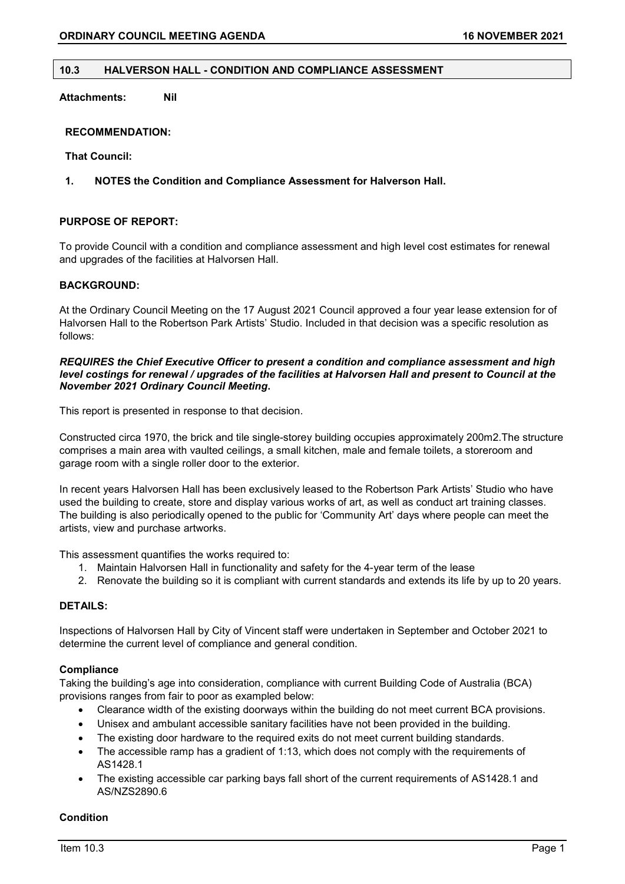## 10.3 HALVERSON HALL - CONDITION AND COMPLIANCE ASSESSMENT

**Attachments:** **Nil**

**RECOMMENDATION:**

**That Council:**

**1. NOTES the Condition and Compliance Assessment for Halverson Hall.**

**PURPOSE OF REPORT:**

To provide Council with a condition and compliance assessment and high level cost estimates for renewal and upgrades of the facilities at Halvorsen Hall.

**BACKGROUND:**

At the Ordinary Council Meeting on the 17 August 2021 Council approved a four year lease extension for of Halvorsen Hall to the Robertson Park Artists' Studio. Included in that decision was a specific resolution as follows:

***REQUIRES the Chief Executive Officer to present a condition and compliance assessment and high level costings for renewal / upgrades of the facilities at Halvorsen Hall and present to Council at the November 2021 Ordinary Council Meeting.***

This report is presented in response to that decision.

Constructed circa 1970, the brick and tile single-storey building occupies approximately 200m2.The structure comprises a main area with vaulted ceilings, a small kitchen, male and female toilets, a storeroom and garage room with a single roller door to the exterior.

In recent years Halvorsen Hall has been exclusively leased to the Robertson Park Artists' Studio who have used the building to create, store and display various works of art, as well as conduct art training classes. The building is also periodically opened to the public for 'Community Art' days where people can meet the artists, view and purchase artworks.

This assessment quantifies the works required to:

1. Maintain Halvorsen Hall in functionality and safety for the 4-year term of the lease
2. Renovate the building so it is compliant with current standards and extends its life by up to 20 years.

**DETAILS:**

Inspections of Halvorsen Hall by City of Vincent staff were undertaken in September and October 2021 to determine the current level of compliance and general condition.

**Compliance**

Taking the building's age into consideration, compliance with current Building Code of Australia (BCA) provisions ranges from fair to poor as exampled below:

- Clearance width of the existing doorways within the building do not meet current BCA provisions.
- Unisex and ambulant accessible sanitary facilities have not been provided in the building.
- The existing door hardware to the required exits do not meet current building standards.
- The accessible ramp has a gradient of 1:13, which does not comply with the requirements of AS1428.1
- The existing accessible car parking bays fall short of the current requirements of AS1428.1 and AS/NZS2890.6

**Condition**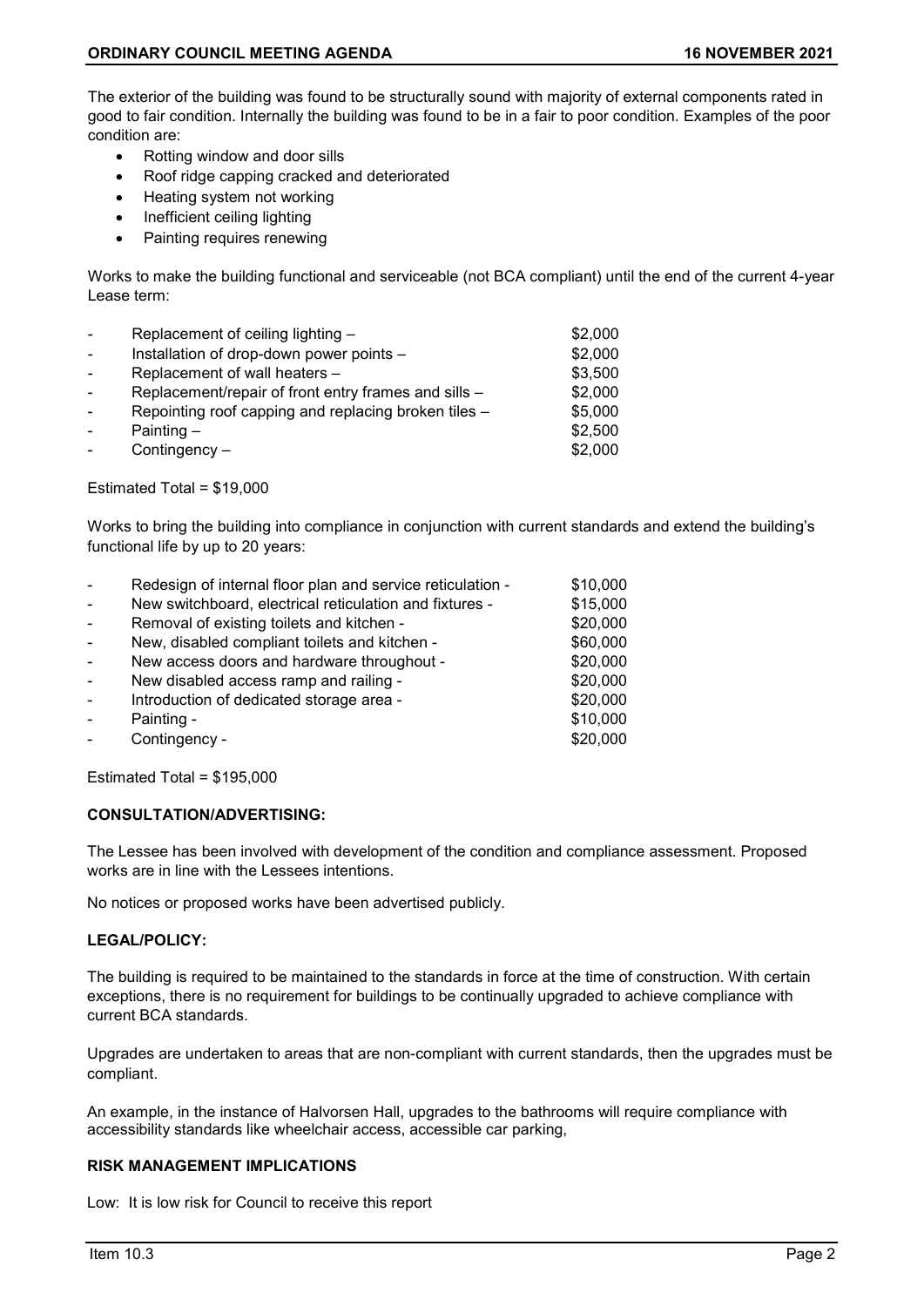The exterior of the building was found to be structurally sound with majority of external components rated in good to fair condition. Internally the building was found to be in a fair to poor condition. Examples of the poor condition are:

- Rotting window and door sills
- Roof ridge capping cracked and deteriorated
- Heating system not working
- Inefficient ceiling lighting
- Painting requires renewing

Works to make the building functional and serviceable (not BCA compliant) until the end of the current 4-year Lease term:

| | | |
|---|---|---|
| - | Replacement of ceiling lighting – | $2,000 |
| - | Installation of drop-down power points – | $2,000 |
| - | Replacement of wall heaters – | $3,500 |
| - | Replacement/repair of front entry frames and sills – | $2,000 |
| - | Repointing roof capping and replacing broken tiles – | $5,000 |
| - | Painting – | $2,500 |
| - | Contingency – | $2,000 |

Estimated Total = $19,000

Works to bring the building into compliance in conjunction with current standards and extend the building's functional life by up to 20 years:

| | | |
|---|---|---|
| - | Redesign of internal floor plan and service reticulation - | $10,000 |
| - | New switchboard, electrical reticulation and fixtures - | $15,000 |
| - | Removal of existing toilets and kitchen - | $20,000 |
| - | New, disabled compliant toilets and kitchen - | $60,000 |
| - | New access doors and hardware throughout - | $20,000 |
| - | New disabled access ramp and railing - | $20,000 |
| - | Introduction of dedicated storage area - | $20,000 |
| - | Painting - | $10,000 |
| - | Contingency - | $20,000 |

Estimated Total = $195,000

**CONSULTATION/ADVERTISING:**

The Lessee has been involved with development of the condition and compliance assessment. Proposed works are in line with the Lessees intentions.

No notices or proposed works have been advertised publicly.

**LEGAL/POLICY:**

The building is required to be maintained to the standards in force at the time of construction. With certain exceptions, there is no requirement for buildings to be continually upgraded to achieve compliance with current BCA standards.

Upgrades are undertaken to areas that are non-compliant with current standards, then the upgrades must be compliant.

An example, in the instance of Halvorsen Hall, upgrades to the bathrooms will require compliance with accessibility standards like wheelchair access, accessible car parking,

**RISK MANAGEMENT IMPLICATIONS**

Low: It is low risk for Council to receive this report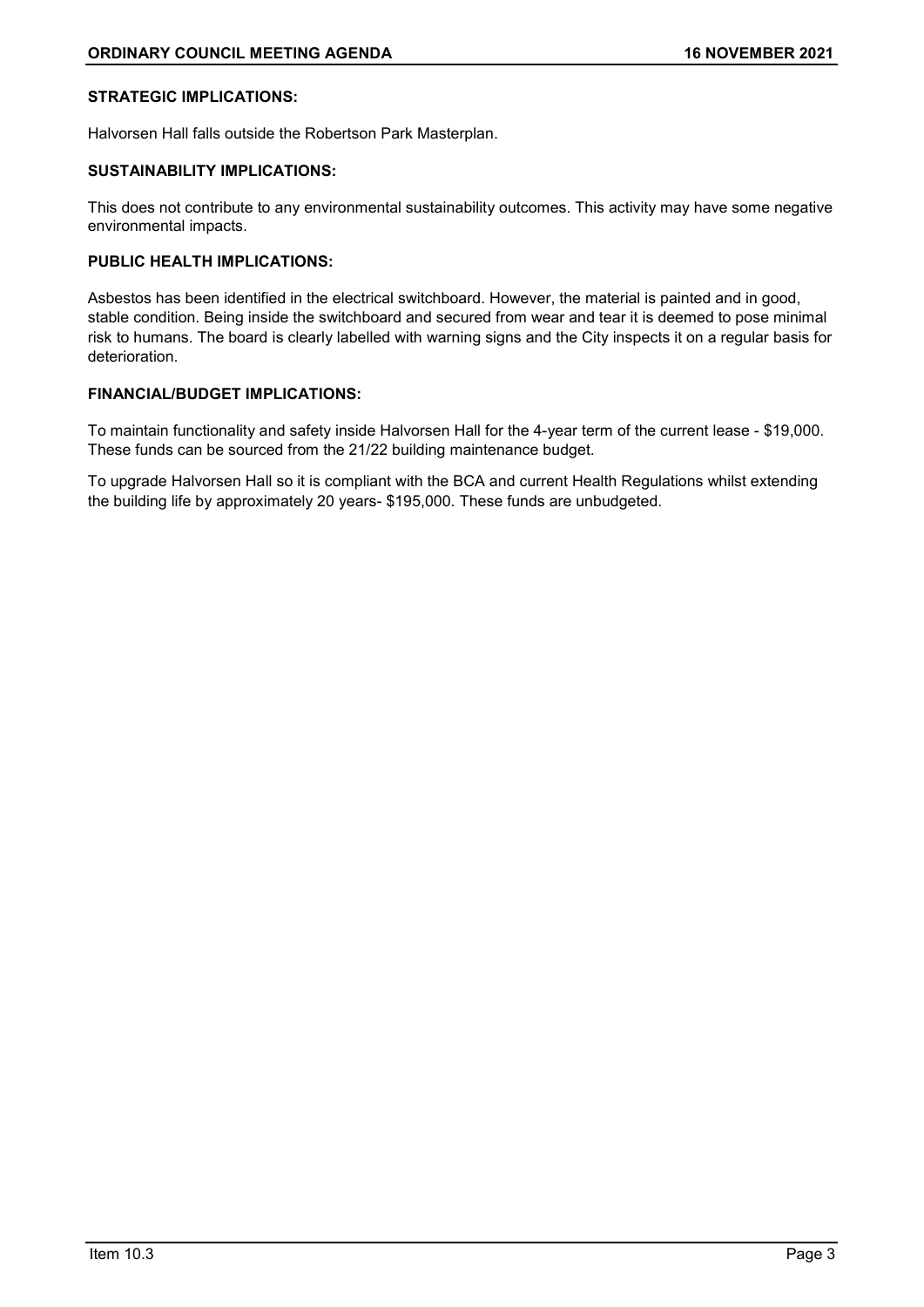**STRATEGIC IMPLICATIONS:**

Halvorsen Hall falls outside the Robertson Park Masterplan.

**SUSTAINABILITY IMPLICATIONS:**

This does not contribute to any environmental sustainability outcomes. This activity may have some negative environmental impacts.

**PUBLIC HEALTH IMPLICATIONS:**

Asbestos has been identified in the electrical switchboard. However, the material is painted and in good, stable condition. Being inside the switchboard and secured from wear and tear it is deemed to pose minimal risk to humans. The board is clearly labelled with warning signs and the City inspects it on a regular basis for deterioration.

**FINANCIAL/BUDGET IMPLICATIONS:**

To maintain functionality and safety inside Halvorsen Hall for the 4-year term of the current lease - $19,000. These funds can be sourced from the 21/22 building maintenance budget.

To upgrade Halvorsen Hall so it is compliant with the BCA and current Health Regulations whilst extending the building life by approximately 20 years- $195,000. These funds are unbudgeted.